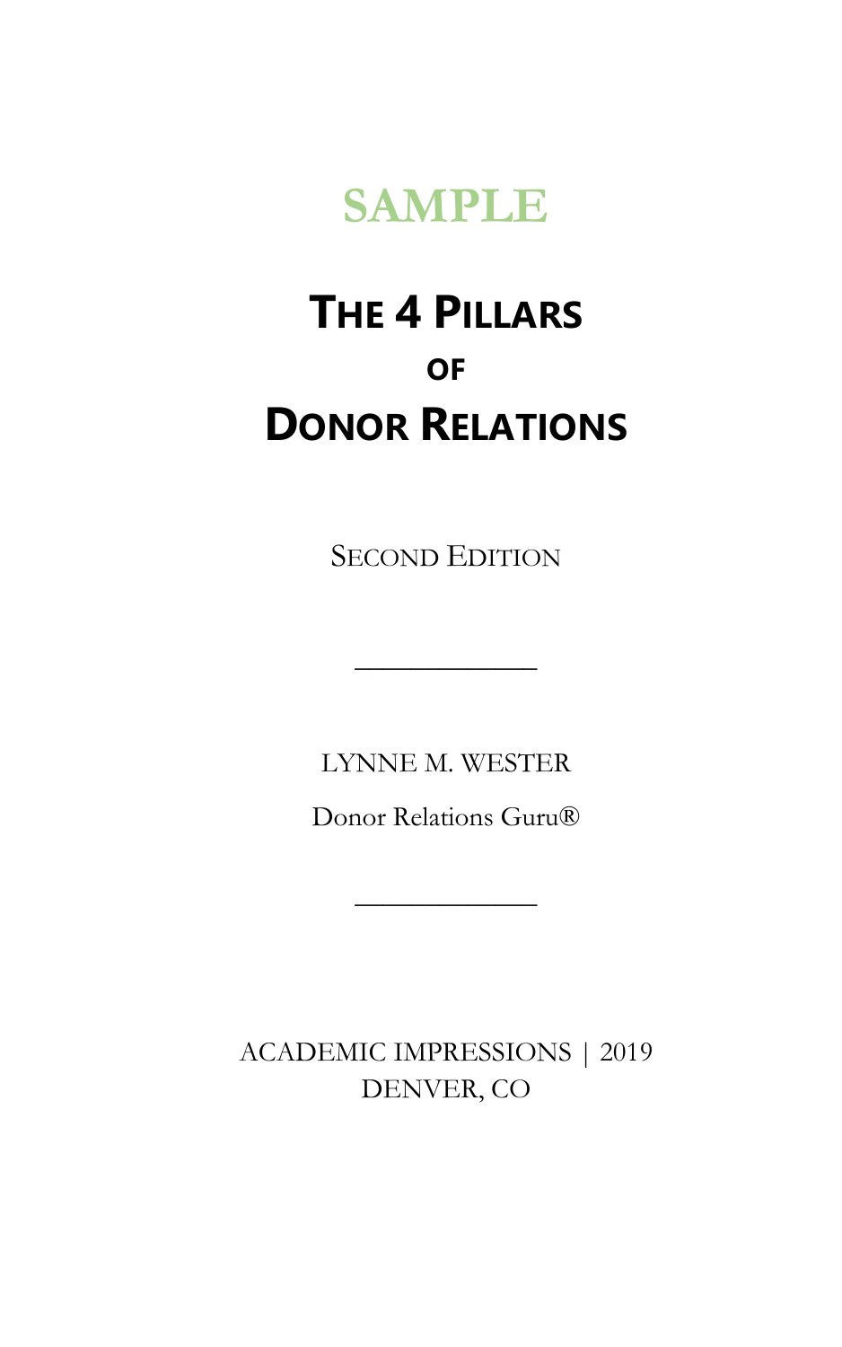SAMPLE

# The 4 Pillars of Donor Relations

Second Edition

---

LYNNE M. WESTER

Donor Relations Guru®

---

ACADEMIC IMPRESSIONS | 2019
DENVER, CO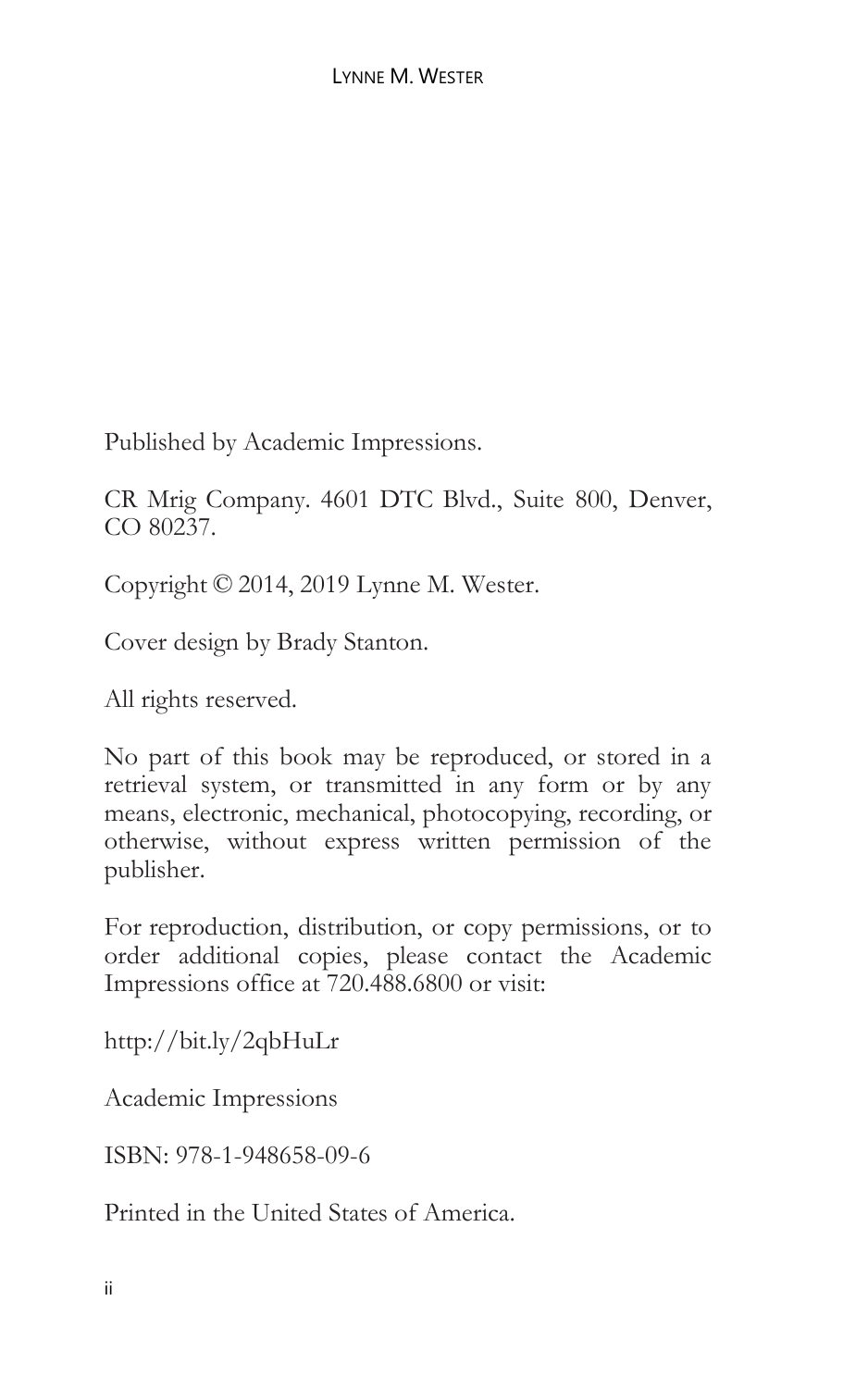Published by Academic Impressions.

CR Mrig Company. 4601 DTC Blvd., Suite 800, Denver, CO 80237.

Copyright © 2014, 2019 Lynne M. Wester.

Cover design by Brady Stanton.

All rights reserved.

No part of this book may be reproduced, or stored in a retrieval system, or transmitted in any form or by any means, electronic, mechanical, photocopying, recording, or otherwise, without express written permission of the publisher.

For reproduction, distribution, or copy permissions, or to order additional copies, please contact the Academic Impressions office at 720.488.6800 or visit:

http://bit.ly/2qbHuLr

Academic Impressions

ISBN: 978-1-948658-09-6

Printed in the United States of America.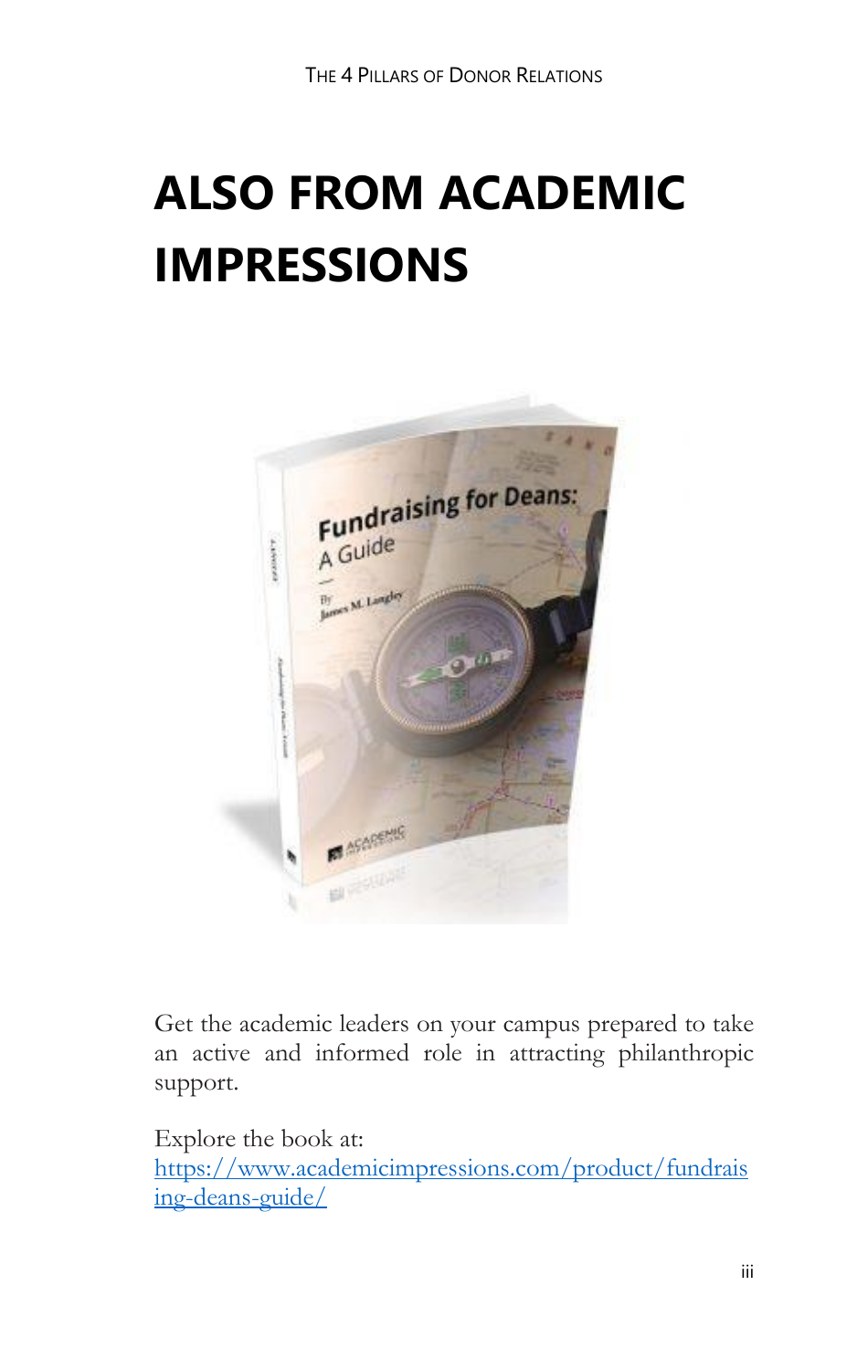# ALSO FROM ACADEMIC IMPRESSIONS

Get the academic leaders on your campus prepared to take an active and informed role in attracting philanthropic support.

Explore the book at:
https://www.academicimpressions.com/product/fundraising-deans-guide/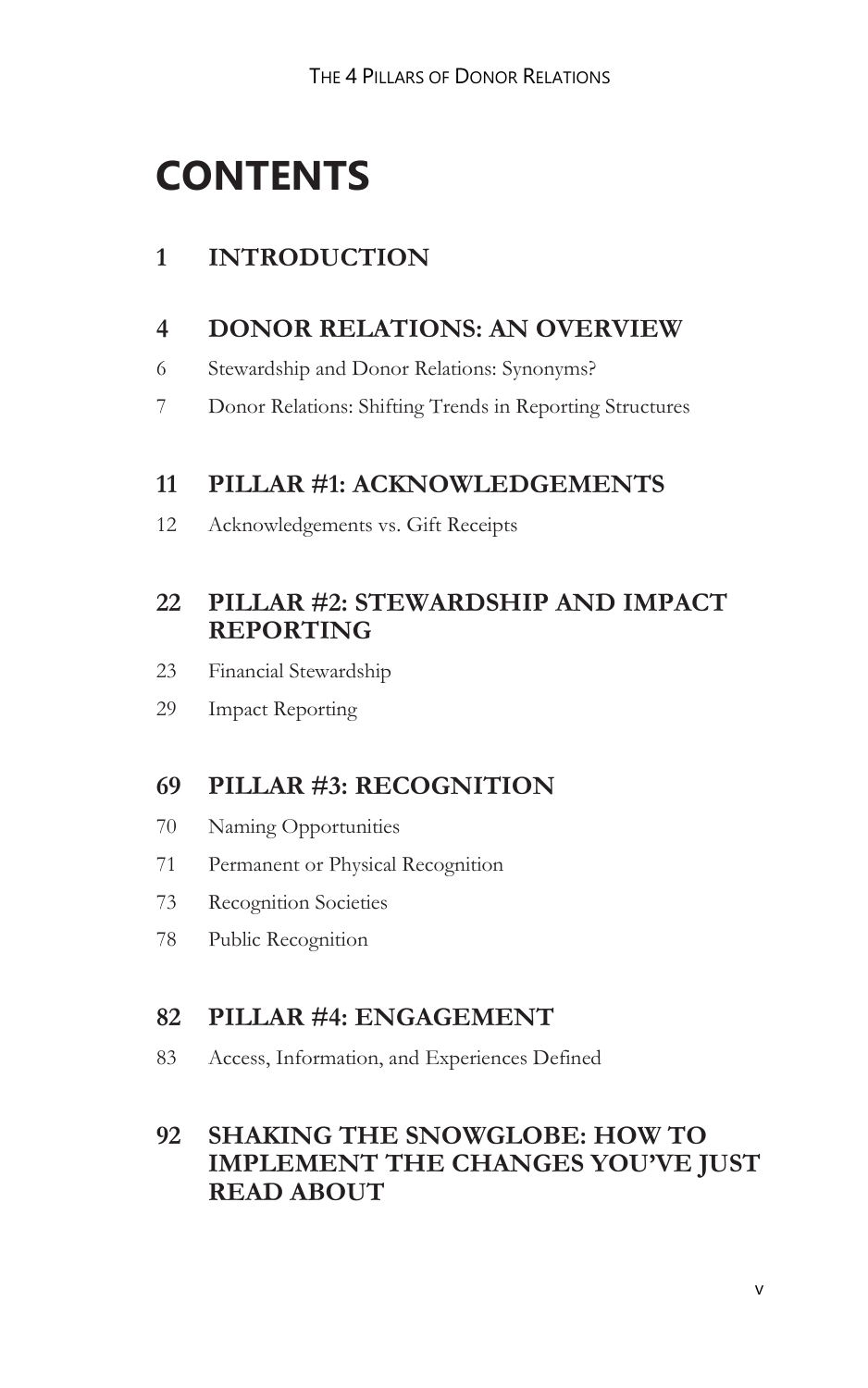# CONTENTS

## 1 INTRODUCTION

## 4 DONOR RELATIONS: AN OVERVIEW

6 Stewardship and Donor Relations: Synonyms?

7 Donor Relations: Shifting Trends in Reporting Structures

## 11 PILLAR #1: ACKNOWLEDGEMENTS

12 Acknowledgements vs. Gift Receipts

## 22 PILLAR #2: STEWARDSHIP AND IMPACT REPORTING

23 Financial Stewardship

29 Impact Reporting

## 69 PILLAR #3: RECOGNITION

70 Naming Opportunities

71 Permanent or Physical Recognition

73 Recognition Societies

78 Public Recognition

## 82 PILLAR #4: ENGAGEMENT

83 Access, Information, and Experiences Defined

## 92 SHAKING THE SNOWGLOBE: HOW TO IMPLEMENT THE CHANGES YOU'VE JUST READ ABOUT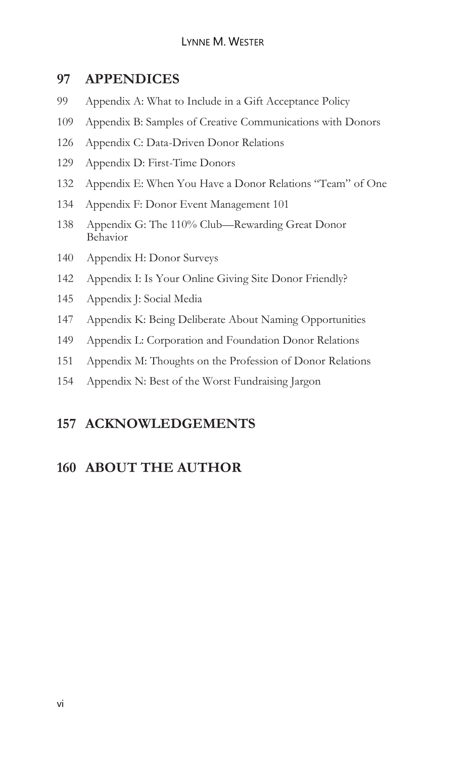## 97 APPENDICES

99 Appendix A: What to Include in a Gift Acceptance Policy

109 Appendix B: Samples of Creative Communications with Donors

126 Appendix C: Data-Driven Donor Relations

129 Appendix D: First-Time Donors

132 Appendix E: When You Have a Donor Relations "Team" of One

134 Appendix F: Donor Event Management 101

138 Appendix G: The 110% Club—Rewarding Great Donor Behavior

140 Appendix H: Donor Surveys

142 Appendix I: Is Your Online Giving Site Donor Friendly?

145 Appendix J: Social Media

147 Appendix K: Being Deliberate About Naming Opportunities

149 Appendix L: Corporation and Foundation Donor Relations

151 Appendix M: Thoughts on the Profession of Donor Relations

154 Appendix N: Best of the Worst Fundraising Jargon

## 157 ACKNOWLEDGEMENTS

## 160 ABOUT THE AUTHOR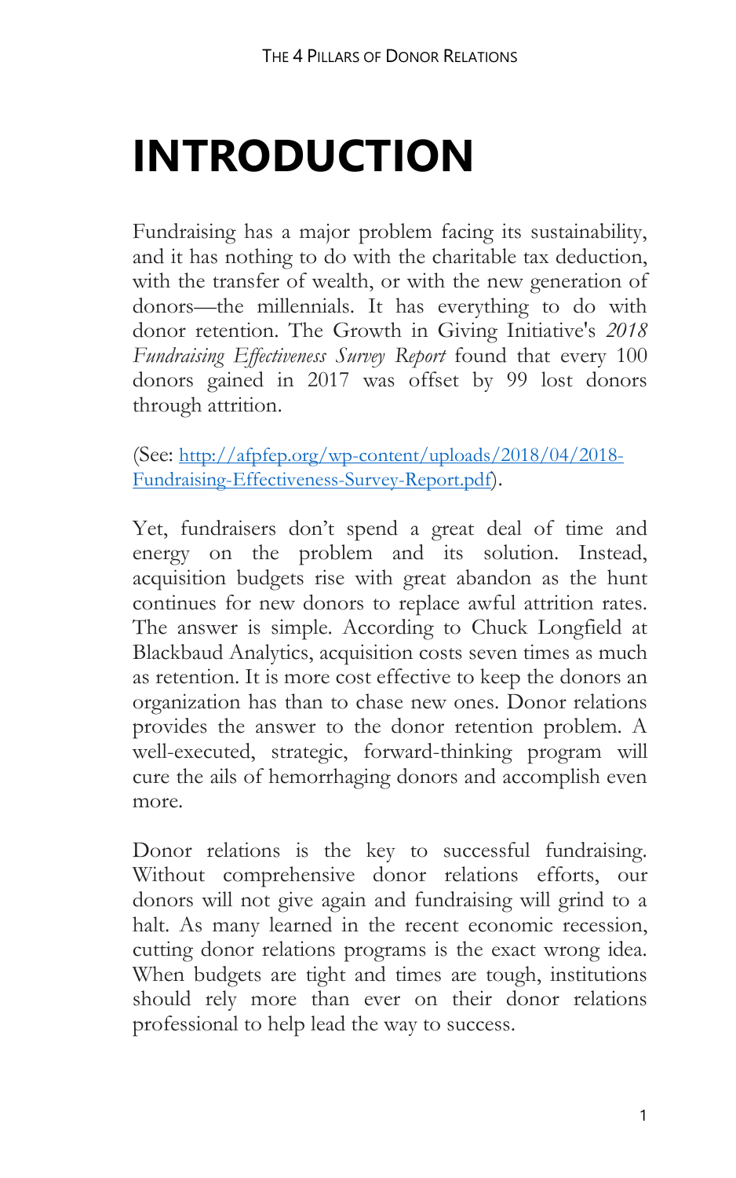# INTRODUCTION

Fundraising has a major problem facing its sustainability, and it has nothing to do with the charitable tax deduction, with the transfer of wealth, or with the new generation of donors—the millennials. It has everything to do with donor retention. The Growth in Giving Initiative's *2018 Fundraising Effectiveness Survey Report* found that every 100 donors gained in 2017 was offset by 99 lost donors through attrition.

(See: [http://afpfep.org/wp-content/uploads/2018/04/2018-Fundraising-Effectiveness-Survey-Report.pdf](http://afpfep.org/wp-content/uploads/2018/04/2018-Fundraising-Effectiveness-Survey-Report.pdf)).

Yet, fundraisers don't spend a great deal of time and energy on the problem and its solution. Instead, acquisition budgets rise with great abandon as the hunt continues for new donors to replace awful attrition rates. The answer is simple. According to Chuck Longfield at Blackbaud Analytics, acquisition costs seven times as much as retention. It is more cost effective to keep the donors an organization has than to chase new ones. Donor relations provides the answer to the donor retention problem. A well-executed, strategic, forward-thinking program will cure the ails of hemorrhaging donors and accomplish even more.

Donor relations is the key to successful fundraising. Without comprehensive donor relations efforts, our donors will not give again and fundraising will grind to a halt. As many learned in the recent economic recession, cutting donor relations programs is the exact wrong idea. When budgets are tight and times are tough, institutions should rely more than ever on their donor relations professional to help lead the way to success.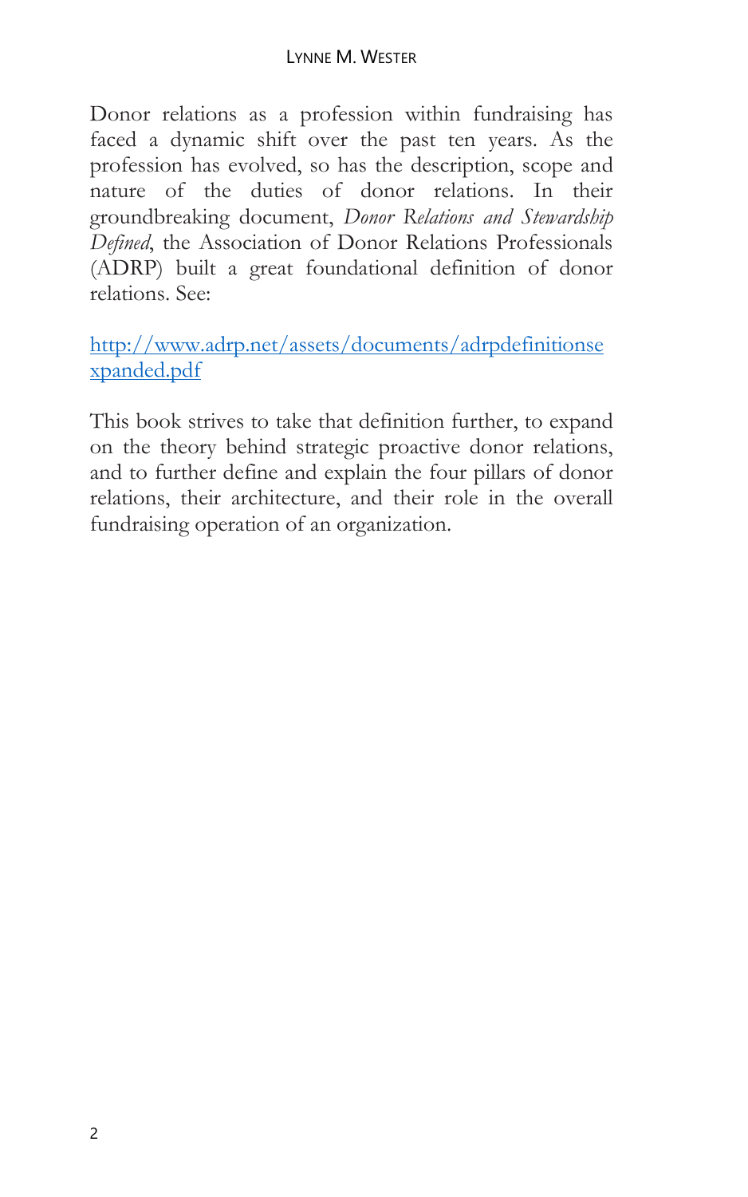Donor relations as a profession within fundraising has faced a dynamic shift over the past ten years. As the profession has evolved, so has the description, scope and nature of the duties of donor relations. In their groundbreaking document, *Donor Relations and Stewardship Defined*, the Association of Donor Relations Professionals (ADRP) built a great foundational definition of donor relations. See:

[http://www.adrp.net/assets/documents/adrpdefinitionsexpanded.pdf](http://www.adrp.net/assets/documents/adrpdefinitionsexpanded.pdf)

This book strives to take that definition further, to expand on the theory behind strategic proactive donor relations, and to further define and explain the four pillars of donor relations, their architecture, and their role in the overall fundraising operation of an organization.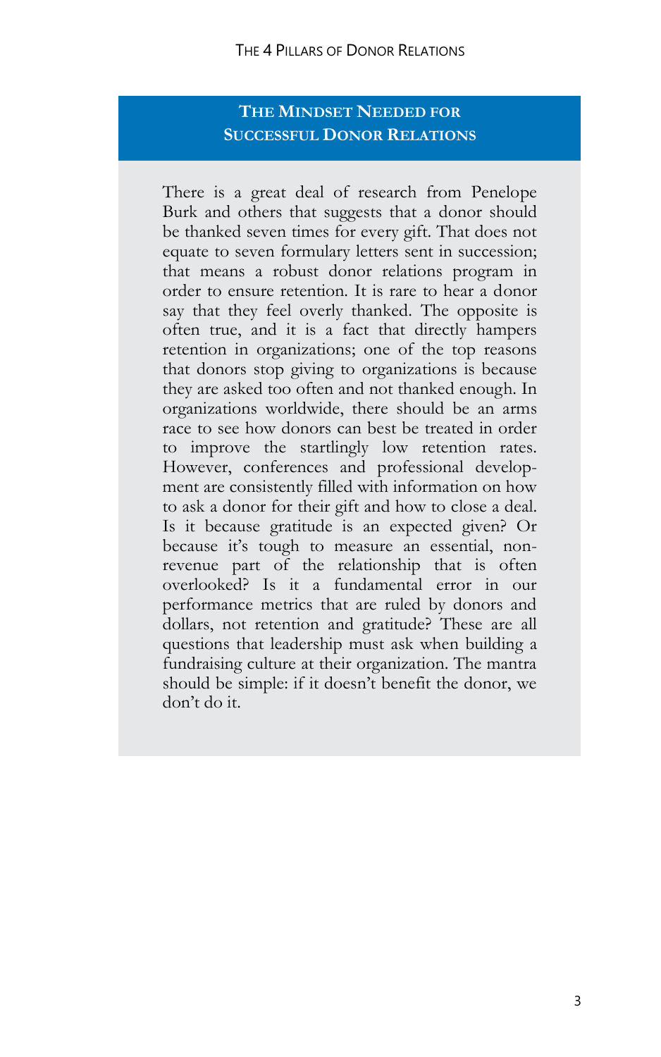## The Mindset Needed for Successful Donor Relations

There is a great deal of research from Penelope Burk and others that suggests that a donor should be thanked seven times for every gift. That does not equate to seven formulary letters sent in succession; that means a robust donor relations program in order to ensure retention. It is rare to hear a donor say that they feel overly thanked. The opposite is often true, and it is a fact that directly hampers retention in organizations; one of the top reasons that donors stop giving to organizations is because they are asked too often and not thanked enough. In organizations worldwide, there should be an arms race to see how donors can best be treated in order to improve the startlingly low retention rates. However, conferences and professional development are consistently filled with information on how to ask a donor for their gift and how to close a deal. Is it because gratitude is an expected given? Or because it's tough to measure an essential, non-revenue part of the relationship that is often overlooked? Is it a fundamental error in our performance metrics that are ruled by donors and dollars, not retention and gratitude? These are all questions that leadership must ask when building a fundraising culture at their organization. The mantra should be simple: if it doesn't benefit the donor, we don't do it.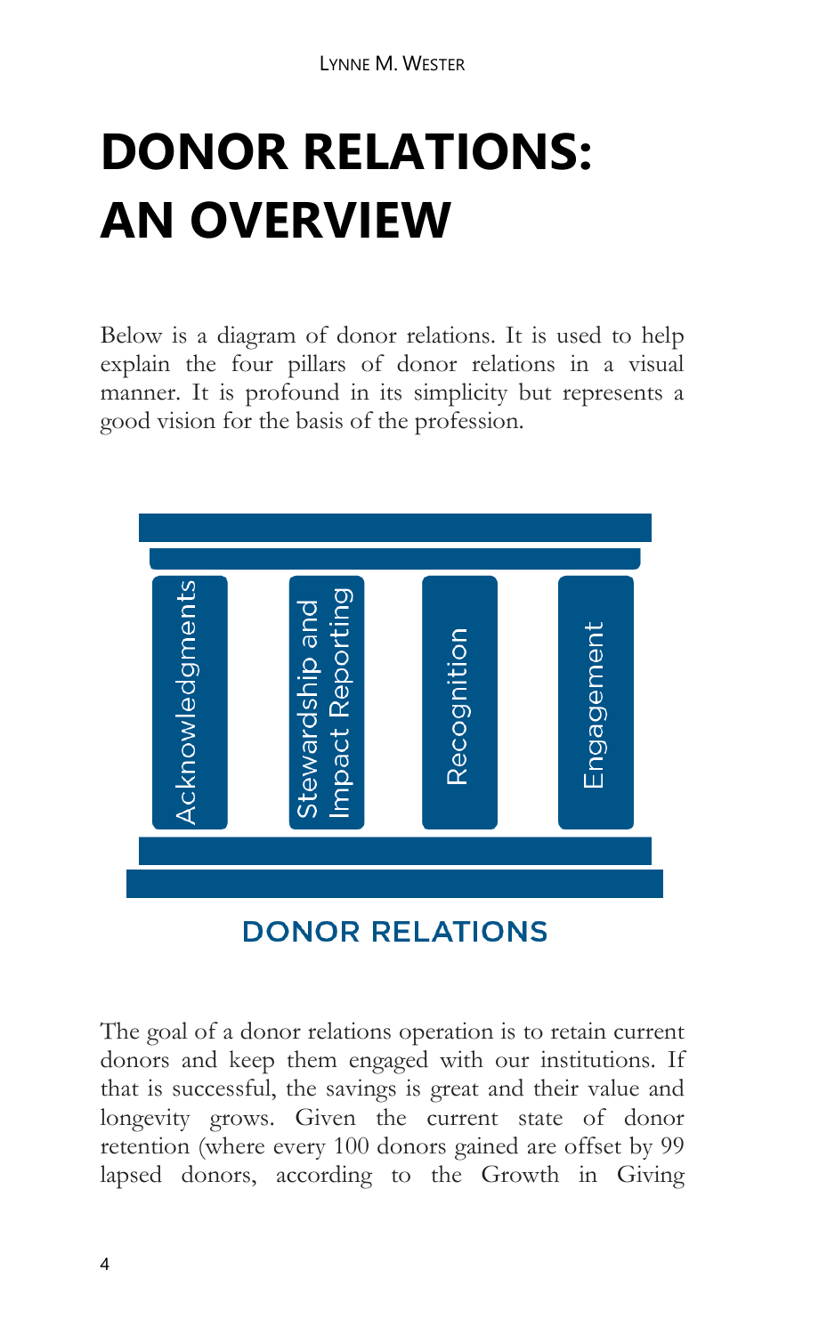# DONOR RELATIONS: AN OVERVIEW

Below is a diagram of donor relations. It is used to help explain the four pillars of donor relations in a visual manner. It is profound in its simplicity but represents a good vision for the basis of the profession.

Acknowledgments

Stewardship and Impact Reporting

Recognition

Engagement

DONOR RELATIONS

The goal of a donor relations operation is to retain current donors and keep them engaged with our institutions. If that is successful, the savings is great and their value and longevity grows. Given the current state of donor retention (where every 100 donors gained are offset by 99 lapsed donors, according to the Growth in Giving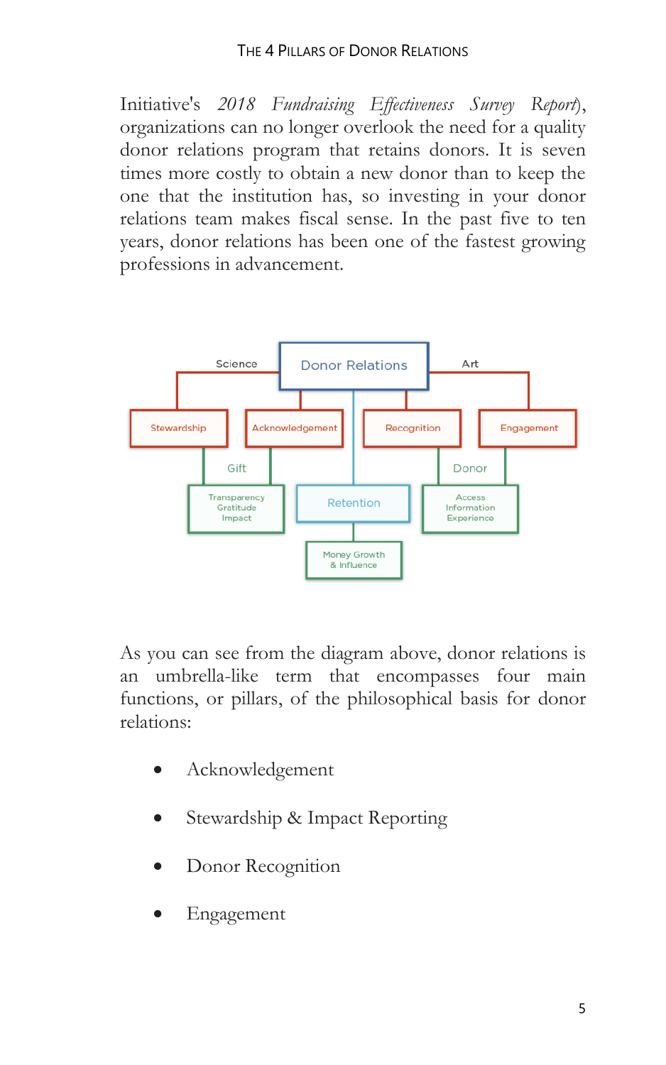Initiative's *2018 Fundraising Effectiveness Survey Report*), organizations can no longer overlook the need for a quality donor relations program that retains donors. It is seven times more costly to obtain a new donor than to keep the one that the institution has, so investing in your donor relations team makes fiscal sense. In the past five to ten years, donor relations has been one of the fastest growing professions in advancement.

Donor Relations

Science | Art

Stewardship | Acknowledgement | Recognition | Engagement

Gift | Donor

Transparency Gratitude Impact | Retention | Access Information Experience

Money Growth & Influence

As you can see from the diagram above, donor relations is an umbrella-like term that encompasses four main functions, or pillars, of the philosophical basis for donor relations:

- Acknowledgement
- Stewardship & Impact Reporting
- Donor Recognition
- Engagement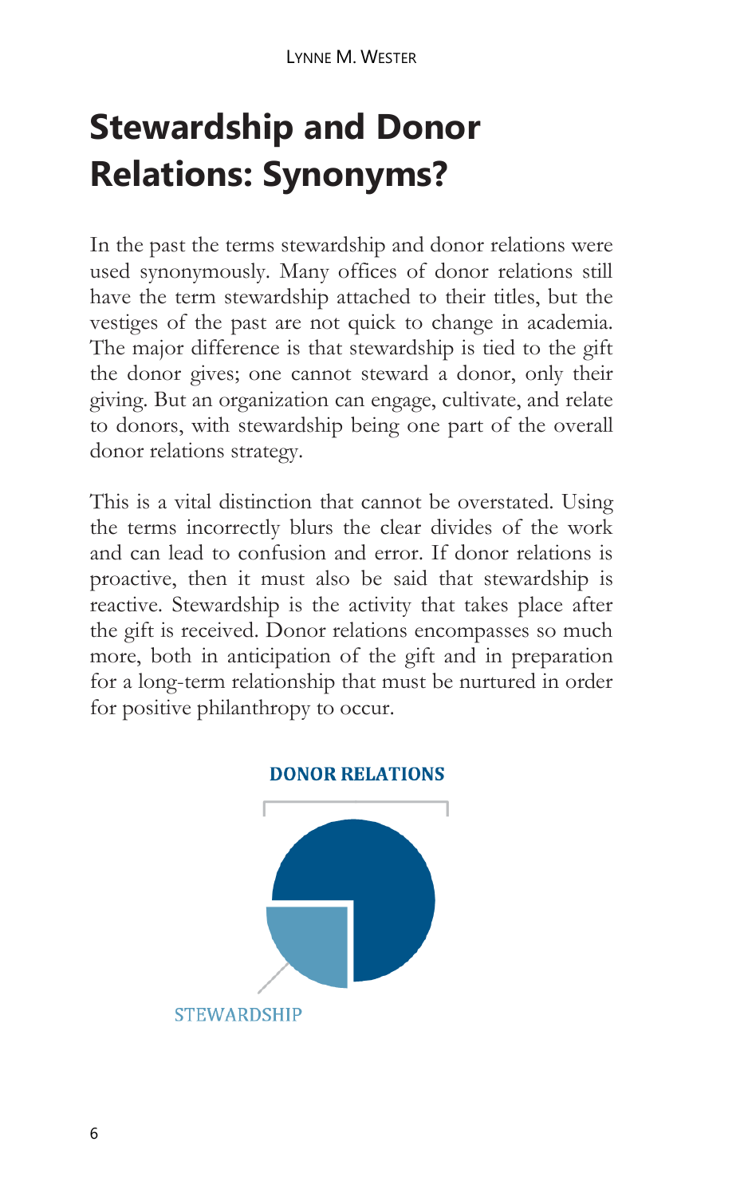# Stewardship and Donor Relations: Synonyms?

In the past the terms stewardship and donor relations were used synonymously. Many offices of donor relations still have the term stewardship attached to their titles, but the vestiges of the past are not quick to change in academia. The major difference is that stewardship is tied to the gift the donor gives; one cannot steward a donor, only their giving. But an organization can engage, cultivate, and relate to donors, with stewardship being one part of the overall donor relations strategy.

This is a vital distinction that cannot be overstated. Using the terms incorrectly blurs the clear divides of the work and can lead to confusion and error. If donor relations is proactive, then it must also be said that stewardship is reactive. Stewardship is the activity that takes place after the gift is received. Donor relations encompasses so much more, both in anticipation of the gift and in preparation for a long-term relationship that must be nurtured in order for positive philanthropy to occur.

DONOR RELATIONS

STEWARDSHIP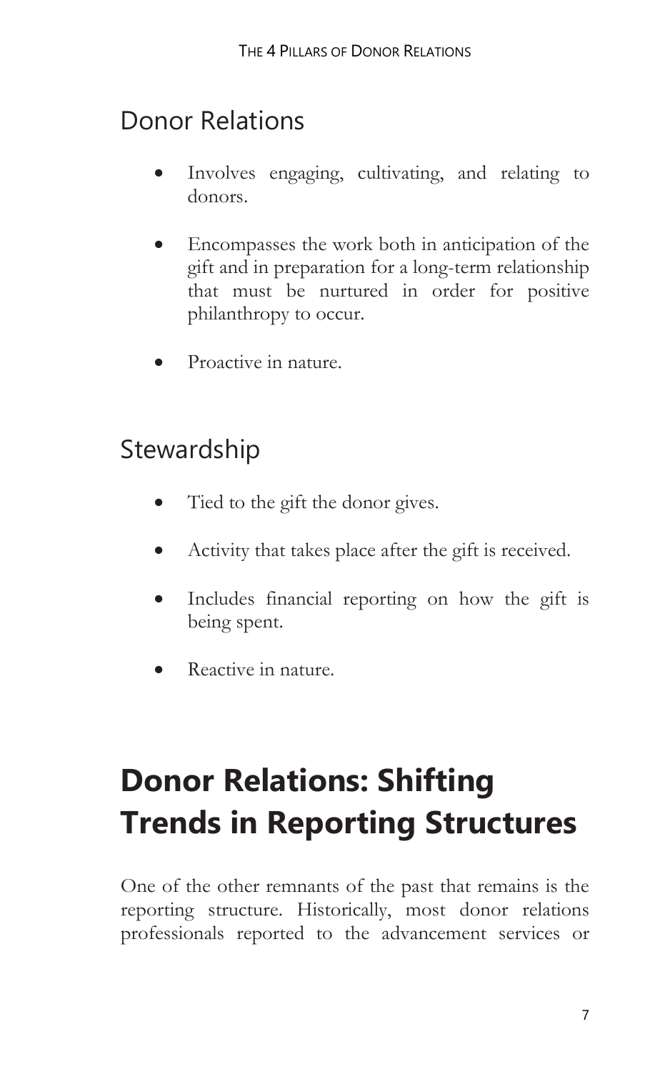## Donor Relations

- Involves engaging, cultivating, and relating to donors.
- Encompasses the work both in anticipation of the gift and in preparation for a long-term relationship that must be nurtured in order for positive philanthropy to occur.
- Proactive in nature.

## Stewardship

- Tied to the gift the donor gives.
- Activity that takes place after the gift is received.
- Includes financial reporting on how the gift is being spent.
- Reactive in nature.

# Donor Relations: Shifting Trends in Reporting Structures

One of the other remnants of the past that remains is the reporting structure. Historically, most donor relations professionals reported to the advancement services or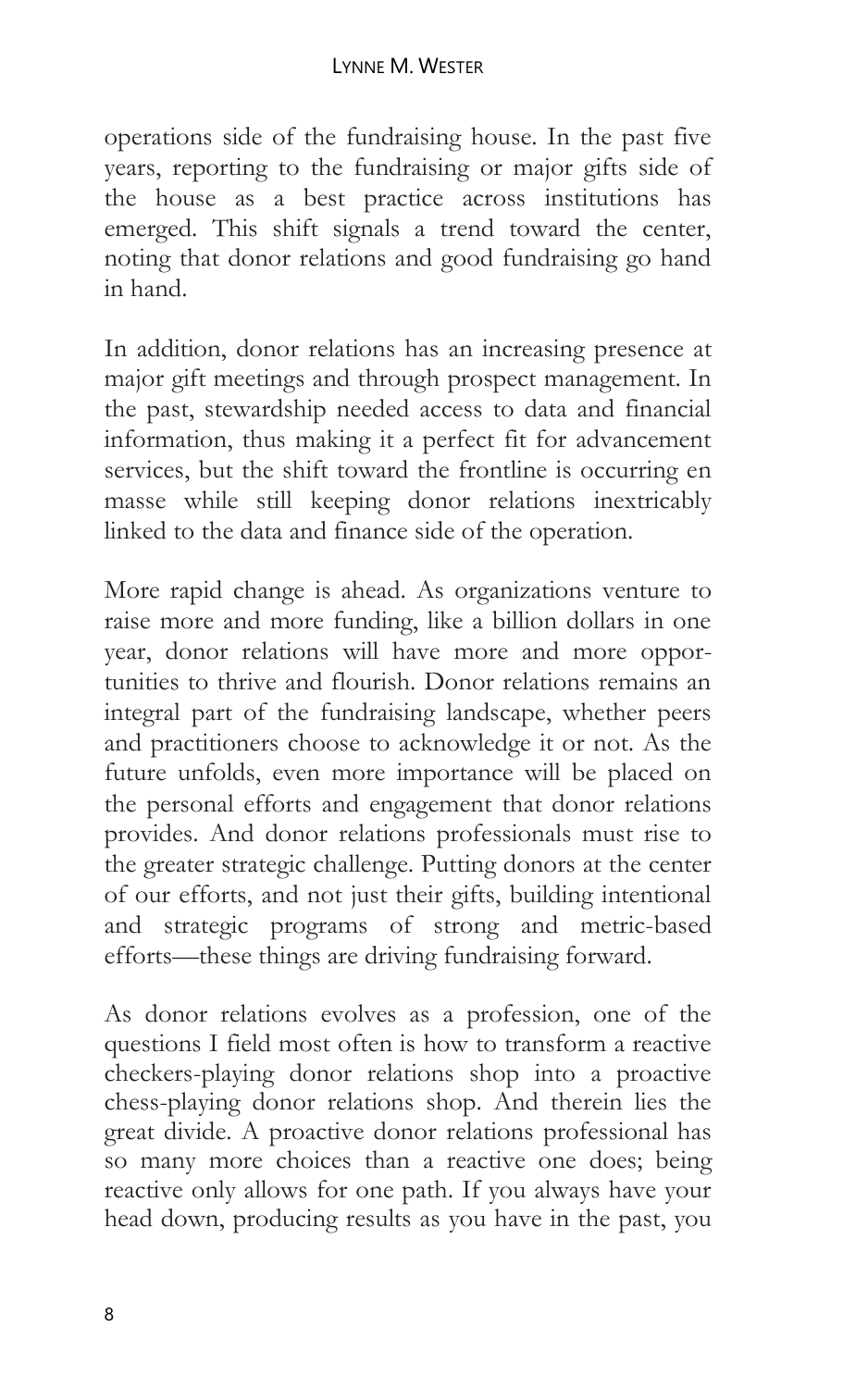operations side of the fundraising house. In the past five years, reporting to the fundraising or major gifts side of the house as a best practice across institutions has emerged. This shift signals a trend toward the center, noting that donor relations and good fundraising go hand in hand.

In addition, donor relations has an increasing presence at major gift meetings and through prospect management. In the past, stewardship needed access to data and financial information, thus making it a perfect fit for advancement services, but the shift toward the frontline is occurring en masse while still keeping donor relations inextricably linked to the data and finance side of the operation.

More rapid change is ahead. As organizations venture to raise more and more funding, like a billion dollars in one year, donor relations will have more and more opportunities to thrive and flourish. Donor relations remains an integral part of the fundraising landscape, whether peers and practitioners choose to acknowledge it or not. As the future unfolds, even more importance will be placed on the personal efforts and engagement that donor relations provides. And donor relations professionals must rise to the greater strategic challenge. Putting donors at the center of our efforts, and not just their gifts, building intentional and strategic programs of strong and metric-based efforts—these things are driving fundraising forward.

As donor relations evolves as a profession, one of the questions I field most often is how to transform a reactive checkers-playing donor relations shop into a proactive chess-playing donor relations shop. And therein lies the great divide. A proactive donor relations professional has so many more choices than a reactive one does; being reactive only allows for one path. If you always have your head down, producing results as you have in the past, you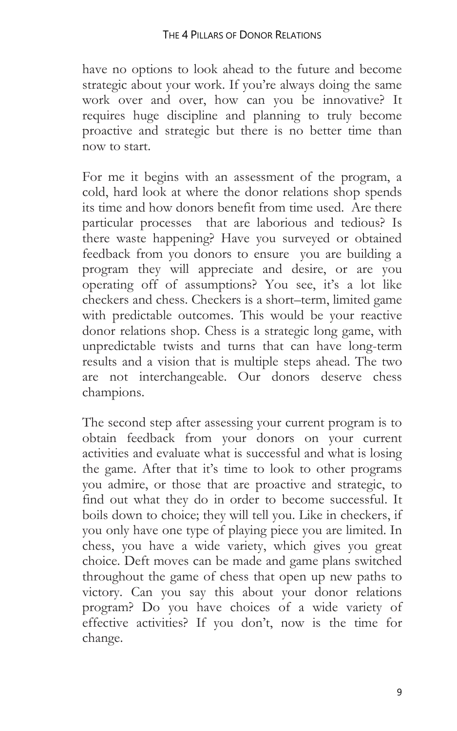have no options to look ahead to the future and become strategic about your work. If you're always doing the same work over and over, how can you be innovative? It requires huge discipline and planning to truly become proactive and strategic but there is no better time than now to start.

For me it begins with an assessment of the program, a cold, hard look at where the donor relations shop spends its time and how donors benefit from time used. Are there particular processes that are laborious and tedious? Is there waste happening? Have you surveyed or obtained feedback from you donors to ensure you are building a program they will appreciate and desire, or are you operating off of assumptions? You see, it's a lot like checkers and chess. Checkers is a short–term, limited game with predictable outcomes. This would be your reactive donor relations shop. Chess is a strategic long game, with unpredictable twists and turns that can have long-term results and a vision that is multiple steps ahead. The two are not interchangeable. Our donors deserve chess champions.

The second step after assessing your current program is to obtain feedback from your donors on your current activities and evaluate what is successful and what is losing the game. After that it's time to look to other programs you admire, or those that are proactive and strategic, to find out what they do in order to become successful. It boils down to choice; they will tell you. Like in checkers, if you only have one type of playing piece you are limited. In chess, you have a wide variety, which gives you great choice. Deft moves can be made and game plans switched throughout the game of chess that open up new paths to victory. Can you say this about your donor relations program? Do you have choices of a wide variety of effective activities? If you don't, now is the time for change.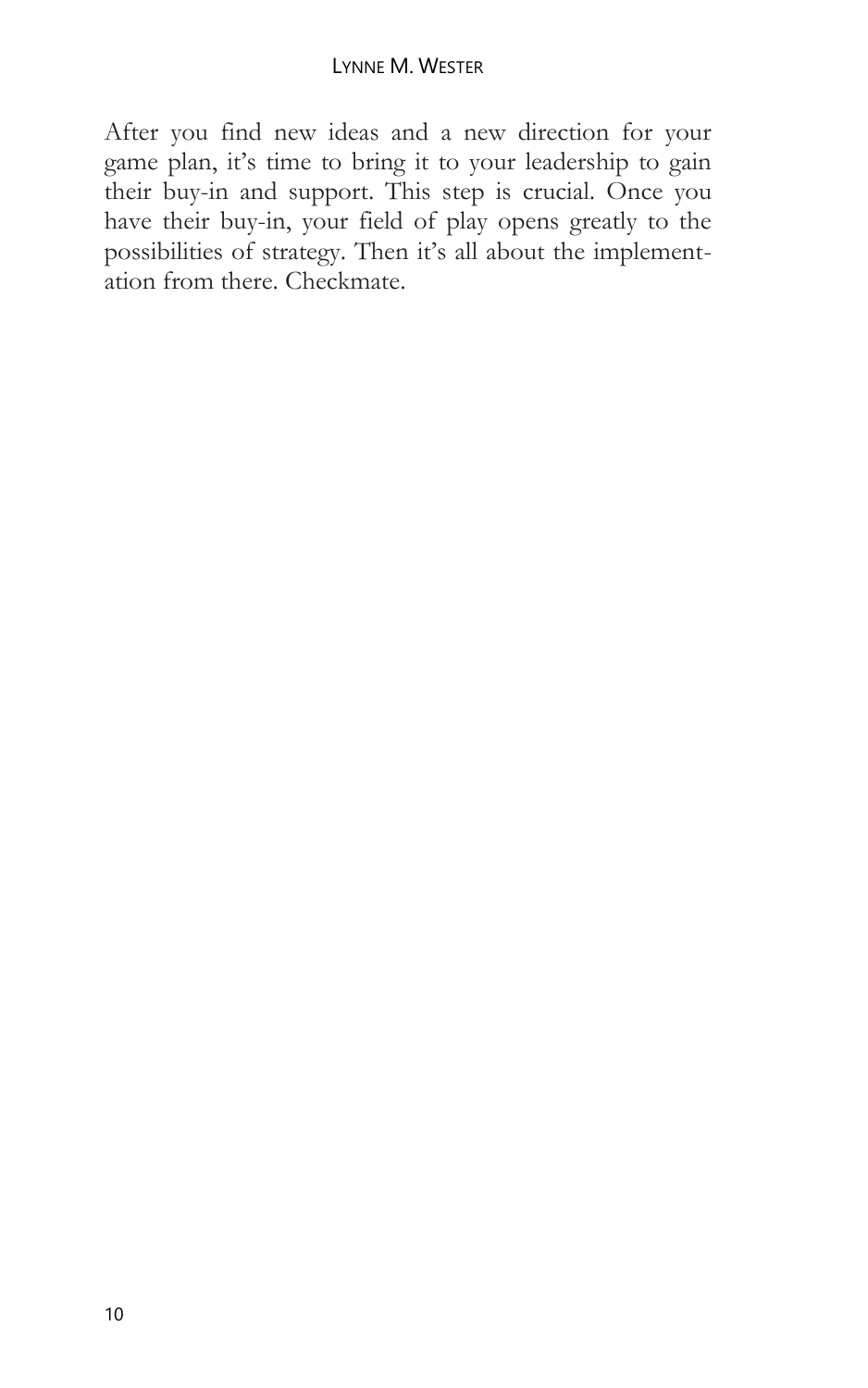After you find new ideas and a new direction for your game plan, it's time to bring it to your leadership to gain their buy-in and support. This step is crucial. Once you have their buy-in, your field of play opens greatly to the possibilities of strategy. Then it's all about the implementation from there. Checkmate.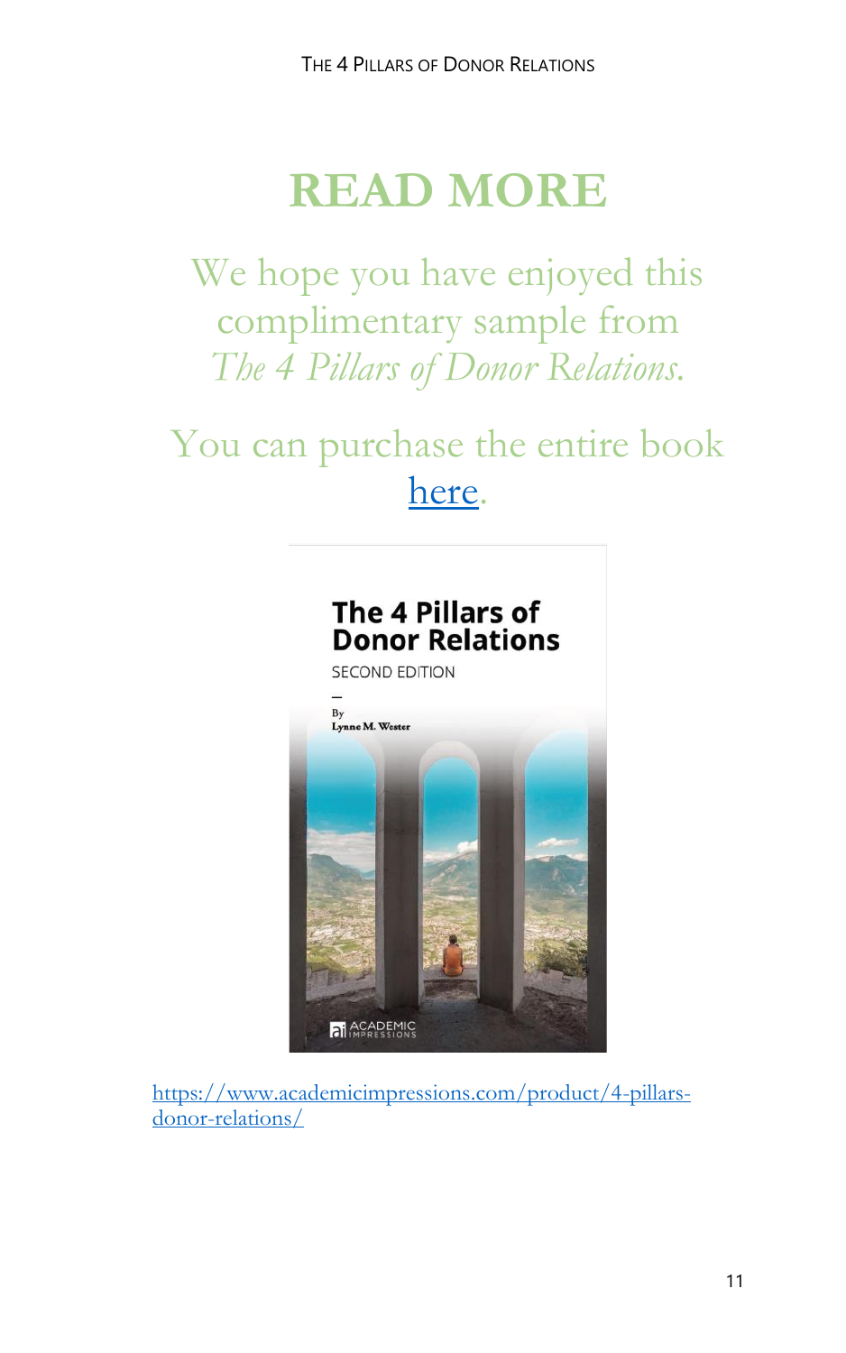# READ MORE

We hope you have enjoyed this complimentary sample from *The 4 Pillars of Donor Relations.*

You can purchase the entire book here.

https://www.academicimpressions.com/product/4-pillars-donor-relations/